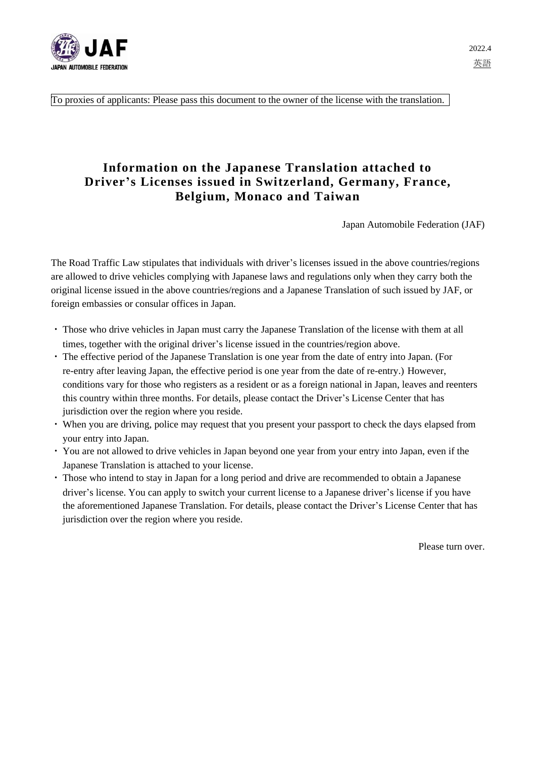JAF
JAPAN AUTOMOBILE FEDERATION

2022.4
英語

To proxies of applicants: Please pass this document to the owner of the license with the translation.

# Information on the Japanese Translation attached to Driver's Licenses issued in Switzerland, Germany, France, Belgium, Monaco and Taiwan

Japan Automobile Federation (JAF)

The Road Traffic Law stipulates that individuals with driver's licenses issued in the above countries/regions are allowed to drive vehicles complying with Japanese laws and regulations only when they carry both the original license issued in the above countries/regions and a Japanese Translation of such issued by JAF, or foreign embassies or consular offices in Japan.

- Those who drive vehicles in Japan must carry the Japanese Translation of the license with them at all times, together with the original driver's license issued in the countries/region above.
- The effective period of the Japanese Translation is one year from the date of entry into Japan. (For re-entry after leaving Japan, the effective period is one year from the date of re-entry.) However, conditions vary for those who registers as a resident or as a foreign national in Japan, leaves and reenters this country within three months. For details, please contact the Driver's License Center that has jurisdiction over the region where you reside.
- When you are driving, police may request that you present your passport to check the days elapsed from your entry into Japan.
- You are not allowed to drive vehicles in Japan beyond one year from your entry into Japan, even if the Japanese Translation is attached to your license.
- Those who intend to stay in Japan for a long period and drive are recommended to obtain a Japanese driver's license. You can apply to switch your current license to a Japanese driver's license if you have the aforementioned Japanese Translation. For details, please contact the Driver's License Center that has jurisdiction over the region where you reside.

Please turn over.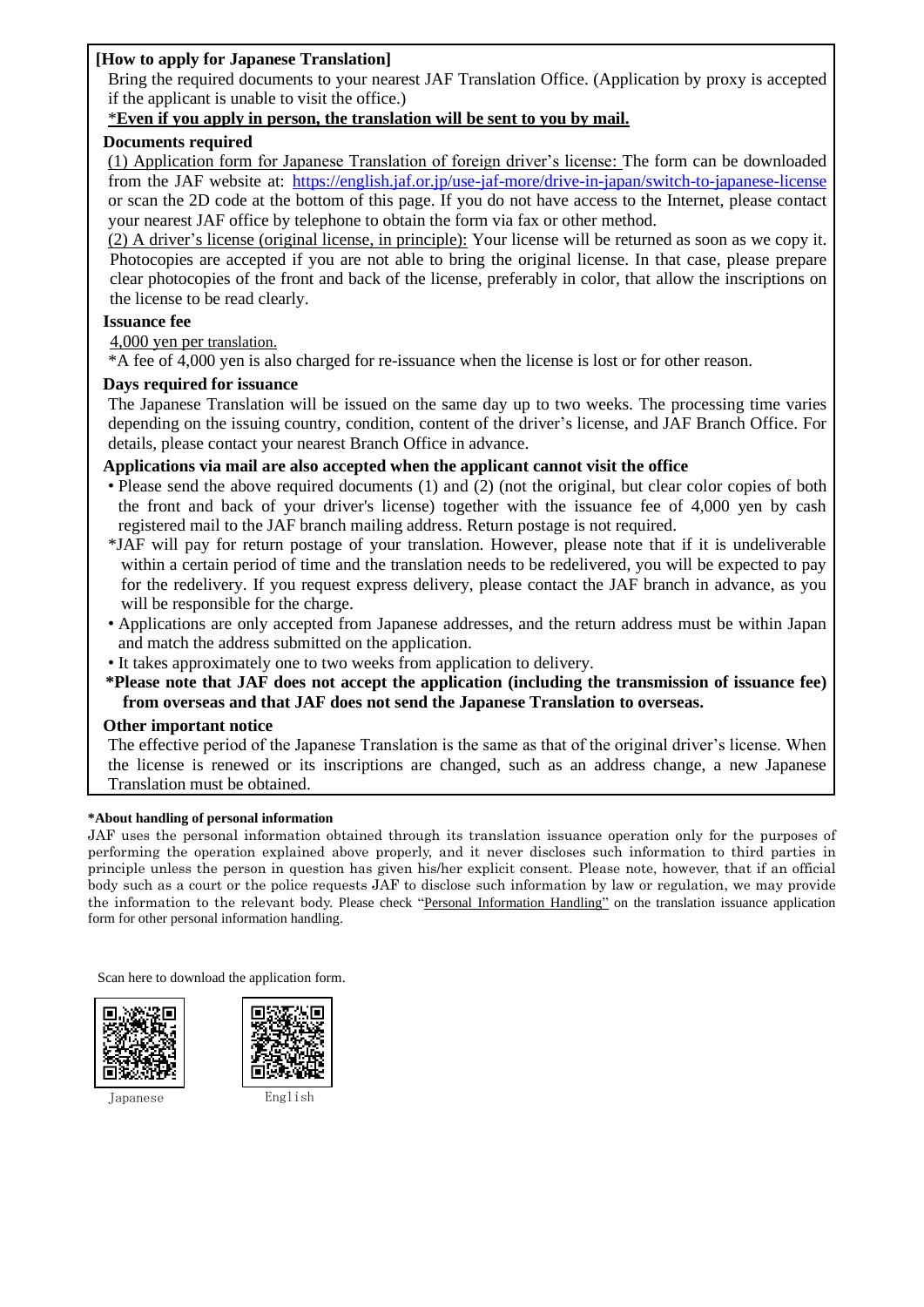**[How to apply for Japanese Translation]**

Bring the required documents to your nearest JAF Translation Office. (Application by proxy is accepted if the applicant is unable to visit the office.)

*__Even if you apply in person, the translation will be sent to you by mail.__

**Documents required**

(1) Application form for Japanese Translation of foreign driver's license: The form can be downloaded from the JAF website at: https://english.jaf.or.jp/use-jaf-more/drive-in-japan/switch-to-japanese-license or scan the 2D code at the bottom of this page. If you do not have access to the Internet, please contact your nearest JAF office by telephone to obtain the form via fax or other method.

(2) A driver's license (original license, in principle): Your license will be returned as soon as we copy it. Photocopies are accepted if you are not able to bring the original license. In that case, please prepare clear photocopies of the front and back of the license, preferably in color, that allow the inscriptions on the license to be read clearly.

**Issuance fee**

4,000 yen per translation.

*A fee of 4,000 yen is also charged for re-issuance when the license is lost or for other reason.

**Days required for issuance**

The Japanese Translation will be issued on the same day up to two weeks. The processing time varies depending on the issuing country, condition, content of the driver's license, and JAF Branch Office. For details, please contact your nearest Branch Office in advance.

**Applications via mail are also accepted when the applicant cannot visit the office**

- Please send the above required documents (1) and (2) (not the original, but clear color copies of both the front and back of your driver's license) together with the issuance fee of 4,000 yen by cash registered mail to the JAF branch mailing address. Return postage is not required.

  *JAF will pay for return postage of your translation. However, please note that if it is undeliverable within a certain period of time and the translation needs to be redelivered, you will be expected to pay for the redelivery. If you request express delivery, please contact the JAF branch in advance, as you will be responsible for the charge.
- Applications are only accepted from Japanese addresses, and the return address must be within Japan and match the address submitted on the application.
- It takes approximately one to two weeks from application to delivery.

**\*Please note that JAF does not accept the application (including the transmission of issuance fee) from overseas and that JAF does not send the Japanese Translation to overseas.**

**Other important notice**

The effective period of the Japanese Translation is the same as that of the original driver's license. When the license is renewed or its inscriptions are changed, such as an address change, a new Japanese Translation must be obtained.

**\*About handling of personal information**

JAF uses the personal information obtained through its translation issuance operation only for the purposes of performing the operation explained above properly, and it never discloses such information to third parties in principle unless the person in question has given his/her explicit consent. Please note, however, that if an official body such as a court or the police requests JAF to disclose such information by law or regulation, we may provide the information to the relevant body. Please check "Personal Information Handling" on the translation issuance application form for other personal information handling.

Scan here to download the application form.

Japanese

English